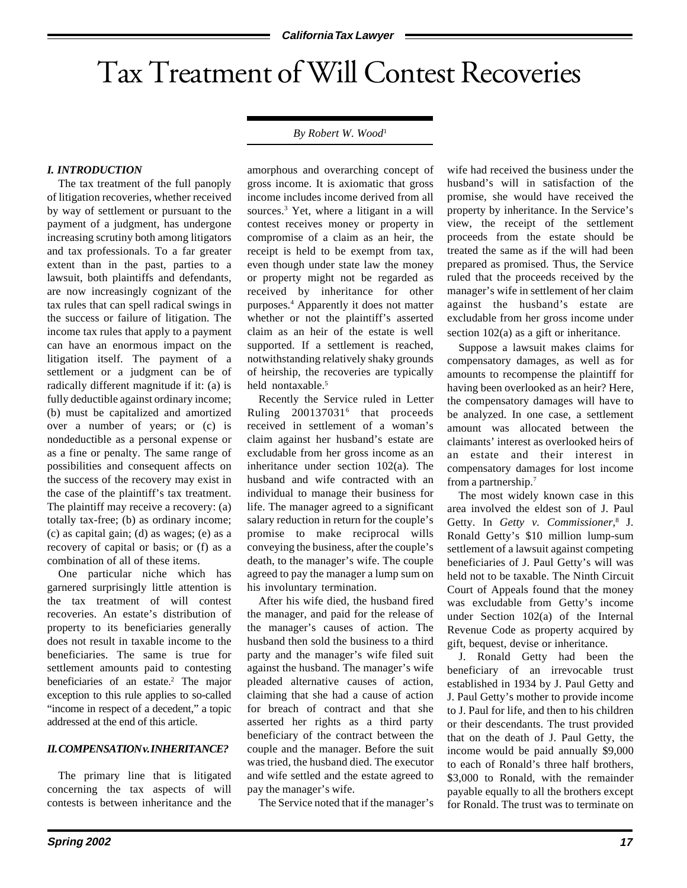# Tax Treatment of Will Contest Recoveries

*By Robert W. Wood*[1]

## I. INTRODUCTION

The tax treatment of the full panoply of litigation recoveries, whether received by way of settlement or pursuant to the payment of a judgment, has undergone increasing scrutiny both among litigators and tax professionals. To a far greater extent than in the past, parties to a lawsuit, both plaintiffs and defendants, are now increasingly cognizant of the tax rules that can spell radical swings in the success or failure of litigation. The income tax rules that apply to a payment can have an enormous impact on the litigation itself. The payment of a settlement or a judgment can be of radically different magnitude if it: (a) is fully deductible against ordinary income; (b) must be capitalized and amortized over a number of years; or (c) is nondeductible as a personal expense or as a fine or penalty. The same range of possibilities and consequent affects on the success of the recovery may exist in the case of the plaintiff's tax treatment. The plaintiff may receive a recovery: (a) totally tax-free; (b) as ordinary income; (c) as capital gain; (d) as wages; (e) as a recovery of capital or basis; or (f) as a combination of all of these items.

One particular niche which has garnered surprisingly little attention is the tax treatment of will contest recoveries. An estate's distribution of property to its beneficiaries generally does not result in taxable income to the beneficiaries. The same is true for settlement amounts paid to contesting beneficiaries of an estate.[2] The major exception to this rule applies to so-called "income in respect of a decedent," a topic addressed at the end of this article.

## II. COMPENSATION v. INHERITANCE?

The primary line that is litigated concerning the tax aspects of will contests is between inheritance and the amorphous and overarching concept of gross income. It is axiomatic that gross income includes income derived from all sources.[3] Yet, where a litigant in a will contest receives money or property in compromise of a claim as an heir, the receipt is held to be exempt from tax, even though under state law the money or property might not be regarded as received by inheritance for other purposes.[4] Apparently it does not matter whether or not the plaintiff's asserted claim as an heir of the estate is well supported. If a settlement is reached, notwithstanding relatively shaky grounds of heirship, the recoveries are typically held nontaxable.[5]

Recently the Service ruled in Letter Ruling 200137031[6] that proceeds received in settlement of a woman's claim against her husband's estate are excludable from her gross income as an inheritance under section 102(a). The husband and wife contracted with an individual to manage their business for life. The manager agreed to a significant salary reduction in return for the couple's promise to make reciprocal wills conveying the business, after the couple's death, to the manager's wife. The couple agreed to pay the manager a lump sum on his involuntary termination.

After his wife died, the husband fired the manager, and paid for the release of the manager's causes of action. The husband then sold the business to a third party and the manager's wife filed suit against the husband. The manager's wife pleaded alternative causes of action, claiming that she had a cause of action for breach of contract and that she asserted her rights as a third party beneficiary of the contract between the couple and the manager. Before the suit was tried, the husband died. The executor and wife settled and the estate agreed to pay the manager's wife.

The Service noted that if the manager's wife had received the business under the husband's will in satisfaction of the promise, she would have received the property by inheritance. In the Service's view, the receipt of the settlement proceeds from the estate should be treated the same as if the will had been prepared as promised. Thus, the Service ruled that the proceeds received by the manager's wife in settlement of her claim against the husband's estate are excludable from her gross income under section 102(a) as a gift or inheritance.

Suppose a lawsuit makes claims for compensatory damages, as well as for amounts to recompense the plaintiff for having been overlooked as an heir? Here, the compensatory damages will have to be analyzed. In one case, a settlement amount was allocated between the claimants' interest as overlooked heirs of an estate and their interest in compensatory damages for lost income from a partnership.[7]

The most widely known case in this area involved the eldest son of J. Paul Getty. In *Getty v. Commissioner*,[8] J. Ronald Getty's $10 million lump-sum settlement of a lawsuit against competing beneficiaries of J. Paul Getty's will was held not to be taxable. The Ninth Circuit Court of Appeals found that the money was excludable from Getty's income under Section 102(a) of the Internal Revenue Code as property acquired by gift, bequest, devise or inheritance.

J. Ronald Getty had been the beneficiary of an irrevocable trust established in 1934 by J. Paul Getty and J. Paul Getty's mother to provide income to J. Paul for life, and then to his children or their descendants. The trust provided that on the death of J. Paul Getty, the income would be paid annually $9,000 to each of Ronald's three half brothers, $3,000 to Ronald, with the remainder payable equally to all the brothers except for Ronald. The trust was to terminate on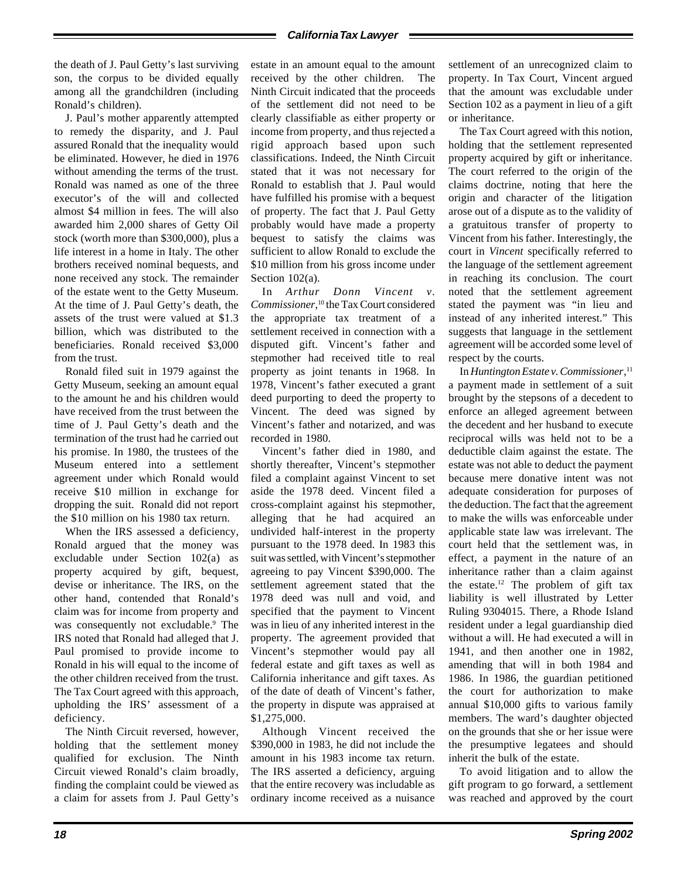the death of J. Paul Getty's last surviving son, the corpus to be divided equally among all the grandchildren (including Ronald's children).

J. Paul's mother apparently attempted to remedy the disparity, and J. Paul assured Ronald that the inequality would be eliminated. However, he died in 1976 without amending the terms of the trust. Ronald was named as one of the three executor's of the will and collected almost $4 million in fees. The will also awarded him 2,000 shares of Getty Oil stock (worth more than $300,000), plus a life interest in a home in Italy. The other brothers received nominal bequests, and none received any stock. The remainder of the estate went to the Getty Museum. At the time of J. Paul Getty's death, the assets of the trust were valued at $1.3 billion, which was distributed to the beneficiaries. Ronald received $3,000 from the trust.

Ronald filed suit in 1979 against the Getty Museum, seeking an amount equal to the amount he and his children would have received from the trust between the time of J. Paul Getty's death and the termination of the trust had he carried out his promise. In 1980, the trustees of the Museum entered into a settlement agreement under which Ronald would receive $10 million in exchange for dropping the suit. Ronald did not report the $10 million on his 1980 tax return.

When the IRS assessed a deficiency, Ronald argued that the money was excludable under Section 102(a) as property acquired by gift, bequest, devise or inheritance. The IRS, on the other hand, contended that Ronald's claim was for income from property and was consequently not excludable.[9] The IRS noted that Ronald had alleged that J. Paul promised to provide income to Ronald in his will equal to the income of the other children received from the trust. The Tax Court agreed with this approach, upholding the IRS' assessment of a deficiency.

The Ninth Circuit reversed, however, holding that the settlement money qualified for exclusion. The Ninth Circuit viewed Ronald's claim broadly, finding the complaint could be viewed as a claim for assets from J. Paul Getty's estate in an amount equal to the amount received by the other children. The Ninth Circuit indicated that the proceeds of the settlement did not need to be clearly classifiable as either property or income from property, and thus rejected a rigid approach based upon such classifications. Indeed, the Ninth Circuit stated that it was not necessary for Ronald to establish that J. Paul would have fulfilled his promise with a bequest of property. The fact that J. Paul Getty probably would have made a property bequest to satisfy the claims was sufficient to allow Ronald to exclude the $10 million from his gross income under Section 102(a).

In *Arthur Donn Vincent v. Commissioner*,[10] the Tax Court considered the appropriate tax treatment of a settlement received in connection with a disputed gift. Vincent's father and stepmother had received title to real property as joint tenants in 1968. In 1978, Vincent's father executed a grant deed purporting to deed the property to Vincent. The deed was signed by Vincent's father and notarized, and was recorded in 1980.

Vincent's father died in 1980, and shortly thereafter, Vincent's stepmother filed a complaint against Vincent to set aside the 1978 deed. Vincent filed a cross-complaint against his stepmother, alleging that he had acquired an undivided half-interest in the property pursuant to the 1978 deed. In 1983 this suit was settled, with Vincent's stepmother agreeing to pay Vincent $390,000. The settlement agreement stated that the 1978 deed was null and void, and specified that the payment to Vincent was in lieu of any inherited interest in the property. The agreement provided that Vincent's stepmother would pay all federal estate and gift taxes as well as California inheritance and gift taxes. As of the date of death of Vincent's father, the property in dispute was appraised at $1,275,000.

Although Vincent received the $390,000 in 1983, he did not include the amount in his 1983 income tax return. The IRS asserted a deficiency, arguing that the entire recovery was includable as ordinary income received as a nuisance settlement of an unrecognized claim to property. In Tax Court, Vincent argued that the amount was excludable under Section 102 as a payment in lieu of a gift or inheritance.

The Tax Court agreed with this notion, holding that the settlement represented property acquired by gift or inheritance. The court referred to the origin of the claims doctrine, noting that here the origin and character of the litigation arose out of a dispute as to the validity of a gratuitous transfer of property to Vincent from his father. Interestingly, the court in *Vincent* specifically referred to the language of the settlement agreement in reaching its conclusion. The court noted that the settlement agreement stated the payment was "in lieu and instead of any inherited interest." This suggests that language in the settlement agreement will be accorded some level of respect by the courts.

In *Huntington Estate v. Commissioner*,[11] a payment made in settlement of a suit brought by the stepsons of a decedent to enforce an alleged agreement between the decedent and her husband to execute reciprocal wills was held not to be a deductible claim against the estate. The estate was not able to deduct the payment because mere donative intent was not adequate consideration for purposes of the deduction. The fact that the agreement to make the wills was enforceable under applicable state law was irrelevant. The court held that the settlement was, in effect, a payment in the nature of an inheritance rather than a claim against the estate.[12] The problem of gift tax liability is well illustrated by Letter Ruling 9304015. There, a Rhode Island resident under a legal guardianship died without a will. He had executed a will in 1941, and then another one in 1982, amending that will in both 1984 and 1986. In 1986, the guardian petitioned the court for authorization to make annual $10,000 gifts to various family members. The ward's daughter objected on the grounds that she or her issue were the presumptive legatees and should inherit the bulk of the estate.

To avoid litigation and to allow the gift program to go forward, a settlement was reached and approved by the court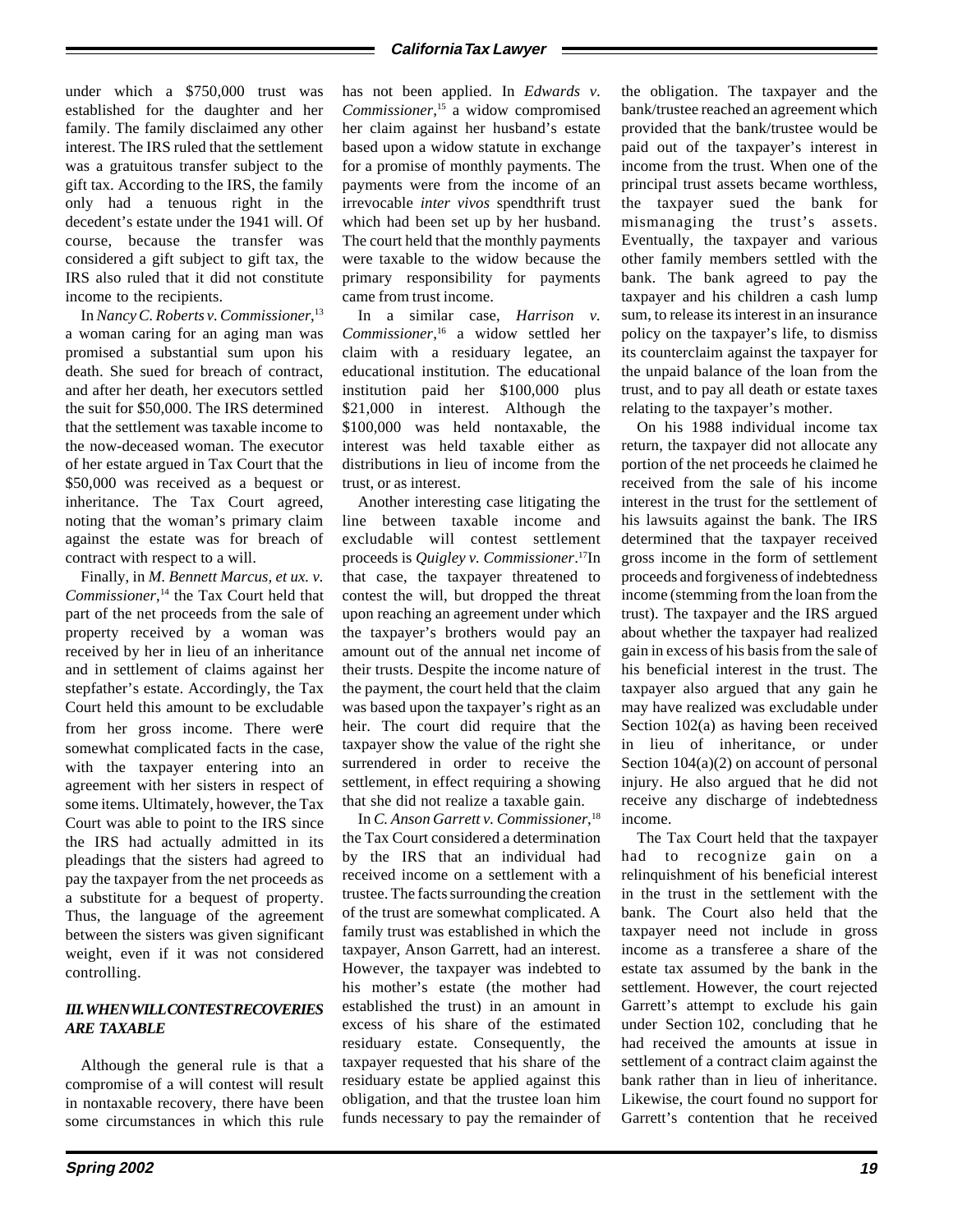under which a $750,000 trust was established for the daughter and her family. The family disclaimed any other interest. The IRS ruled that the settlement was a gratuitous transfer subject to the gift tax. According to the IRS, the family only had a tenuous right in the decedent's estate under the 1941 will. Of course, because the transfer was considered a gift subject to gift tax, the IRS also ruled that it did not constitute income to the recipients.

In *Nancy C. Roberts v. Commissioner*,[13] a woman caring for an aging man was promised a substantial sum upon his death. She sued for breach of contract, and after her death, her executors settled the suit for $50,000. The IRS determined that the settlement was taxable income to the now-deceased woman. The executor of her estate argued in Tax Court that the $50,000 was received as a bequest or inheritance. The Tax Court agreed, noting that the woman's primary claim against the estate was for breach of contract with respect to a will.

Finally, in *M. Bennett Marcus, et ux. v. Commissioner*,[14] the Tax Court held that part of the net proceeds from the sale of property received by a woman was received by her in lieu of an inheritance and in settlement of claims against her stepfather's estate. Accordingly, the Tax Court held this amount to be excludable from her gross income. There were somewhat complicated facts in the case, with the taxpayer entering into an agreement with her sisters in respect of some items. Ultimately, however, the Tax Court was able to point to the IRS since the IRS had actually admitted in its pleadings that the sisters had agreed to pay the taxpayer from the net proceeds as a substitute for a bequest of property. Thus, the language of the agreement between the sisters was given significant weight, even if it was not considered controlling.

## III. WHEN WILL CONTEST RECOVERIES ARE TAXABLE

Although the general rule is that a compromise of a will contest will result in nontaxable recovery, there have been some circumstances in which this rule has not been applied. In *Edwards v. Commissioner*,[15] a widow compromised her claim against her husband's estate based upon a widow statute in exchange for a promise of monthly payments. The payments were from the income of an irrevocable *inter vivos* spendthrift trust which had been set up by her husband. The court held that the monthly payments were taxable to the widow because the primary responsibility for payments came from trust income.

In a similar case, *Harrison v. Commissioner*,[16] a widow settled her claim with a residuary legatee, an educational institution. The educational institution paid her $100,000 plus $21,000 in interest. Although the $100,000 was held nontaxable, the interest was held taxable either as distributions in lieu of income from the trust, or as interest.

Another interesting case litigating the line between taxable income and excludable will contest settlement proceeds is *Quigley v. Commissioner*.[17] In that case, the taxpayer threatened to contest the will, but dropped the threat upon reaching an agreement under which the taxpayer's brothers would pay an amount out of the annual net income of their trusts. Despite the income nature of the payment, the court held that the claim was based upon the taxpayer's right as an heir. The court did require that the taxpayer show the value of the right she surrendered in order to receive the settlement, in effect requiring a showing that she did not realize a taxable gain.

In *C. Anson Garrett v. Commissioner*,[18] the Tax Court considered a determination by the IRS that an individual had received income on a settlement with a trustee. The facts surrounding the creation of the trust are somewhat complicated. A family trust was established in which the taxpayer, Anson Garrett, had an interest. However, the taxpayer was indebted to his mother's estate (the mother had established the trust) in an amount in excess of his share of the estimated residuary estate. Consequently, the taxpayer requested that his share of the residuary estate be applied against this obligation, and that the trustee loan him funds necessary to pay the remainder of the obligation. The taxpayer and the bank/trustee reached an agreement which provided that the bank/trustee would be paid out of the taxpayer's interest in income from the trust. When one of the principal trust assets became worthless, the taxpayer sued the bank for mismanaging the trust's assets. Eventually, the taxpayer and various other family members settled with the bank. The bank agreed to pay the taxpayer and his children a cash lump sum, to release its interest in an insurance policy on the taxpayer's life, to dismiss its counterclaim against the taxpayer for the unpaid balance of the loan from the trust, and to pay all death or estate taxes relating to the taxpayer's mother.

On his 1988 individual income tax return, the taxpayer did not allocate any portion of the net proceeds he claimed he received from the sale of his income interest in the trust for the settlement of his lawsuits against the bank. The IRS determined that the taxpayer received gross income in the form of settlement proceeds and forgiveness of indebtedness income (stemming from the loan from the trust). The taxpayer and the IRS argued about whether the taxpayer had realized gain in excess of his basis from the sale of his beneficial interest in the trust. The taxpayer also argued that any gain he may have realized was excludable under Section 102(a) as having been received in lieu of inheritance, or under Section 104(a)(2) on account of personal injury. He also argued that he did not receive any discharge of indebtedness income.

The Tax Court held that the taxpayer had to recognize gain on a relinquishment of his beneficial interest in the trust in the settlement with the bank. The Court also held that the taxpayer need not include in gross income as a transferee a share of the estate tax assumed by the bank in the settlement. However, the court rejected Garrett's attempt to exclude his gain under Section 102, concluding that he had received the amounts at issue in settlement of a contract claim against the bank rather than in lieu of inheritance. Likewise, the court found no support for Garrett's contention that he received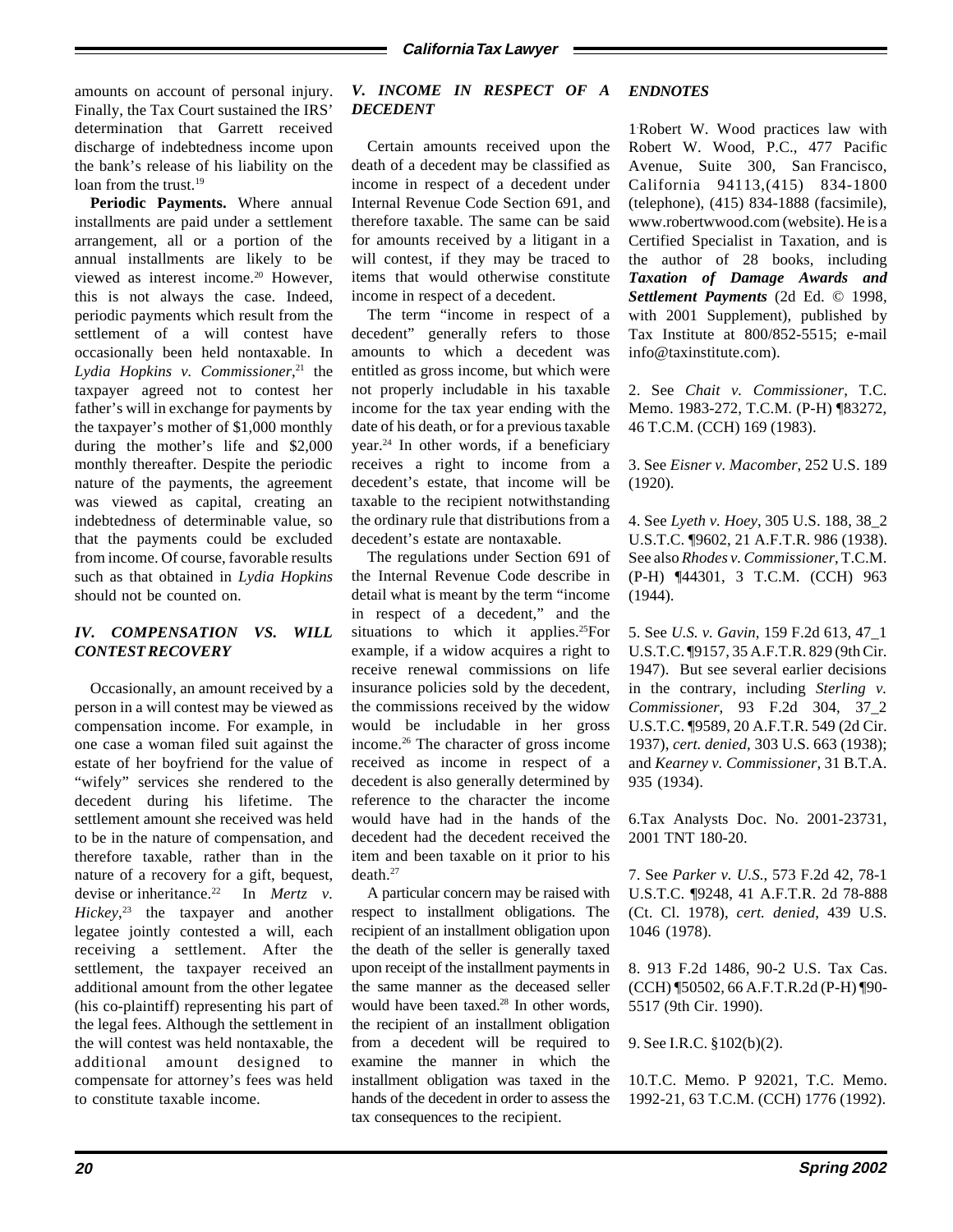amounts on account of personal injury. Finally, the Tax Court sustained the IRS' determination that Garrett received discharge of indebtedness income upon the bank's release of his liability on the loan from the trust.[19]

**Periodic Payments.** Where annual installments are paid under a settlement arrangement, all or a portion of the annual installments are likely to be viewed as interest income.[20] However, this is not always the case. Indeed, periodic payments which result from the settlement of a will contest have occasionally been held nontaxable. In *Lydia Hopkins v. Commissioner*,[21] the taxpayer agreed not to contest her father's will in exchange for payments by the taxpayer's mother of $1,000 monthly during the mother's life and $2,000 monthly thereafter. Despite the periodic nature of the payments, the agreement was viewed as capital, creating an indebtedness of determinable value, so that the payments could be excluded from income. Of course, favorable results such as that obtained in *Lydia Hopkins* should not be counted on.

## *IV. COMPENSATION VS. WILL CONTEST RECOVERY*

Occasionally, an amount received by a person in a will contest may be viewed as compensation income. For example, in one case a woman filed suit against the estate of her boyfriend for the value of "wifely" services she rendered to the decedent during his lifetime. The settlement amount she received was held to be in the nature of compensation, and therefore taxable, rather than in the nature of a recovery for a gift, bequest, devise or inheritance.[22] In *Mertz v. Hickey*,[23] the taxpayer and another legatee jointly contested a will, each receiving a settlement. After the settlement, the taxpayer received an additional amount from the other legatee (his co-plaintiff) representing his part of the legal fees. Although the settlement in the will contest was held nontaxable, the additional amount designed to compensate for attorney's fees was held to constitute taxable income.

## *V. INCOME IN RESPECT OF A DECEDENT*

Certain amounts received upon the death of a decedent may be classified as income in respect of a decedent under Internal Revenue Code Section 691, and therefore taxable. The same can be said for amounts received by a litigant in a will contest, if they may be traced to items that would otherwise constitute income in respect of a decedent.

The term "income in respect of a decedent" generally refers to those amounts to which a decedent was entitled as gross income, but which were not properly includable in his taxable income for the tax year ending with the date of his death, or for a previous taxable year.[24] In other words, if a beneficiary receives a right to income from a decedent's estate, that income will be taxable to the recipient notwithstanding the ordinary rule that distributions from a decedent's estate are nontaxable.

The regulations under Section 691 of the Internal Revenue Code describe in detail what is meant by the term "income in respect of a decedent," and the situations to which it applies.[25] For example, if a widow acquires a right to receive renewal commissions on life insurance policies sold by the decedent, the commissions received by the widow would be includable in her gross income.[26] The character of gross income received as income in respect of a decedent is also generally determined by reference to the character the income would have had in the hands of the decedent had the decedent received the item and been taxable on it prior to his death.[27]

A particular concern may be raised with respect to installment obligations. The recipient of an installment obligation upon the death of the seller is generally taxed upon receipt of the installment payments in the same manner as the deceased seller would have been taxed.[28] In other words, the recipient of an installment obligation from a decedent will be required to examine the manner in which the installment obligation was taxed in the hands of the decedent in order to assess the tax consequences to the recipient.

## *ENDNOTES*

1. Robert W. Wood practices law with Robert W. Wood, P.C., 477 Pacific Avenue, Suite 300, San Francisco, California 94113,(415) 834-1800 (telephone), (415) 834-1888 (facsimile), www.robertwwood.com (website). He is a Certified Specialist in Taxation, and is the author of 28 books, including ***Taxation of Damage Awards and Settlement Payments*** (2d Ed. © 1998, with 2001 Supplement), published by Tax Institute at 800/852-5515; e-mail info@taxinstitute.com).

2. See *Chait v. Commissioner*, T.C. Memo. 1983-272, T.C.M. (P-H) ¶83272, 46 T.C.M. (CCH) 169 (1983).

3. See *Eisner v. Macomber*, 252 U.S. 189 (1920).

4. See *Lyeth v. Hoey*, 305 U.S. 188, 38_2 U.S.T.C. ¶9602, 21 A.F.T.R. 986 (1938). See also *Rhodes v. Commissioner*, T.C.M. (P-H) ¶44301, 3 T.C.M. (CCH) 963 (1944).

5. See *U.S. v. Gavin*, 159 F.2d 613, 47_1 U.S.T.C. ¶9157, 35 A.F.T.R. 829 (9th Cir. 1947). But see several earlier decisions in the contrary, including *Sterling v. Commissioner*, 93 F.2d 304, 37_2 U.S.T.C. ¶9589, 20 A.F.T.R. 549 (2d Cir. 1937), *cert. denied*, 303 U.S. 663 (1938); and *Kearney v. Commissioner*, 31 B.T.A. 935 (1934).

6. Tax Analysts Doc. No. 2001-23731, 2001 TNT 180-20.

7. See *Parker v. U.S.*, 573 F.2d 42, 78-1 U.S.T.C. ¶9248, 41 A.F.T.R. 2d 78-888 (Ct. Cl. 1978), *cert. denied*, 439 U.S. 1046 (1978).

8. 913 F.2d 1486, 90-2 U.S. Tax Cas. (CCH) ¶50502, 66 A.F.T.R.2d (P-H) ¶90-5517 (9th Cir. 1990).

9. See I.R.C. §102(b)(2).

10. T.C. Memo. P 92021, T.C. Memo. 1992-21, 63 T.C.M. (CCH) 1776 (1992).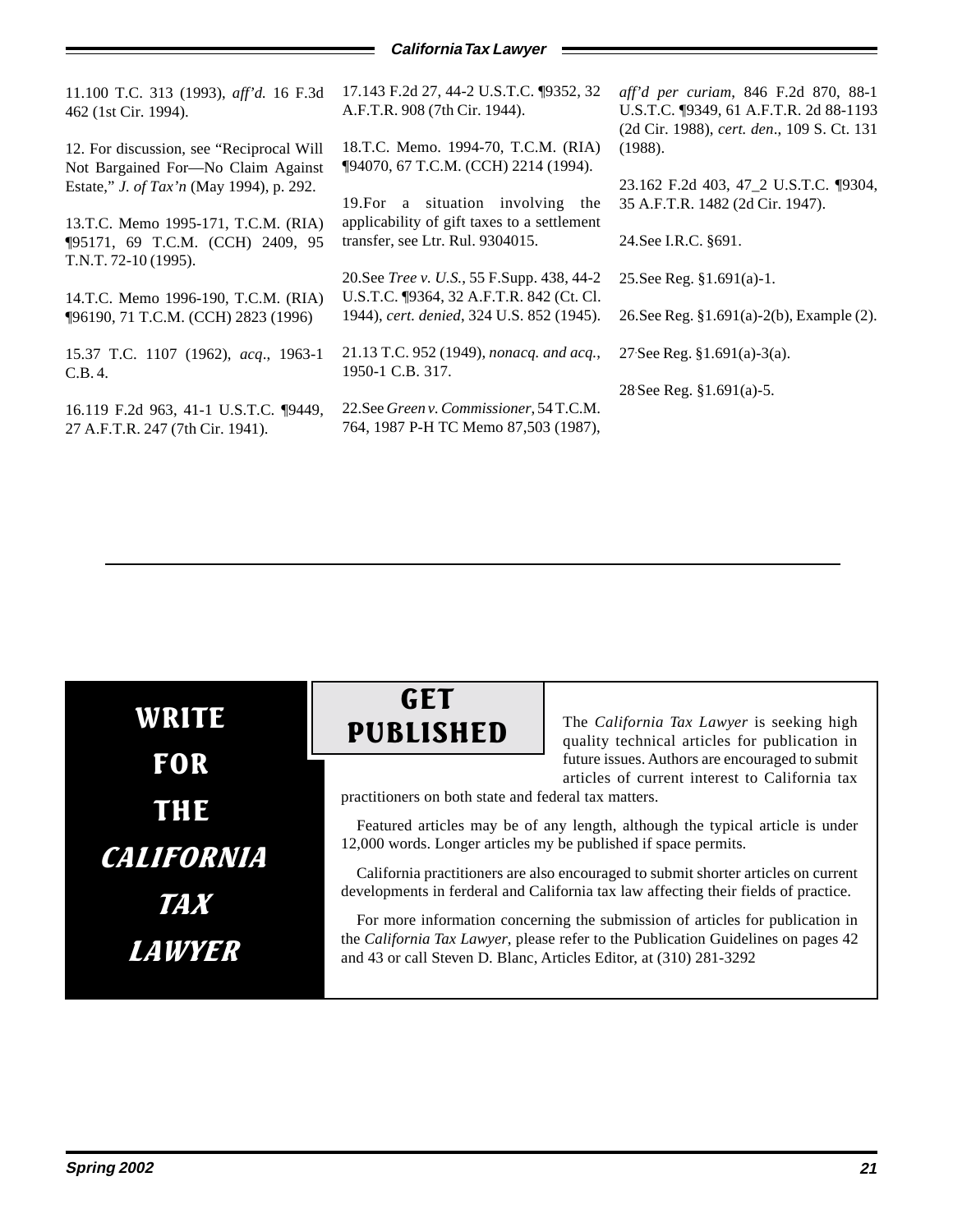11. 100 T.C. 313 (1993), *aff'd.* 16 F.3d 462 (1st Cir. 1994).

12. For discussion, see "Reciprocal Will Not Bargained For—No Claim Against Estate," *J. of Tax'n* (May 1994), p. 292.

13. T.C. Memo 1995-171, T.C.M. (RIA) ¶95171, 69 T.C.M. (CCH) 2409, 95 T.N.T. 72-10 (1995).

14. T.C. Memo 1996-190, T.C.M. (RIA) ¶96190, 71 T.C.M. (CCH) 2823 (1996)

15. 37 T.C. 1107 (1962), *acq*., 1963-1 C.B. 4.

16. 119 F.2d 963, 41-1 U.S.T.C. ¶9449, 27 A.F.T.R. 247 (7th Cir. 1941).

17. 143 F.2d 27, 44-2 U.S.T.C. ¶9352, 32 A.F.T.R. 908 (7th Cir. 1944).

18. T.C. Memo. 1994-70, T.C.M. (RIA) ¶94070, 67 T.C.M. (CCH) 2214 (1994).

19. For a situation involving the applicability of gift taxes to a settlement transfer, see Ltr. Rul. 9304015.

20. See *Tree v. U.S.*, 55 F.Supp. 438, 44-2 U.S.T.C. ¶9364, 32 A.F.T.R. 842 (Ct. Cl. 1944), *cert. denied*, 324 U.S. 852 (1945).

21. 13 T.C. 952 (1949), *nonacq. and acq.*, 1950-1 C.B. 317.

22. See *Green v. Commissioner*, 54 T.C.M. 764, 1987 P-H TC Memo 87,503 (1987), *aff'd per curiam*, 846 F.2d 870, 88-1 U.S.T.C. ¶9349, 61 A.F.T.R. 2d 88-1193 (2d Cir. 1988), *cert. den*., 109 S. Ct. 131 (1988).

23. 162 F.2d 403, 47_2 U.S.T.C. ¶9304, 35 A.F.T.R. 1482 (2d Cir. 1947).

24. See I.R.C. §691.

25. See Reg. §1.691(a)-1.

26. See Reg. §1.691(a)-2(b), Example (2).

27. See Reg. §1.691(a)-3(a).

28. See Reg. §1.691(a)-5.

---

## WRITE FOR THE *CALIFORNIA TAX LAWYER*

## GET PUBLISHED

The *California Tax Lawyer* is seeking high quality technical articles for publication in future issues. Authors are encouraged to submit articles of current interest to California tax practitioners on both state and federal tax matters.

Featured articles may be of any length, although the typical article is under 12,000 words. Longer articles my be published if space permits.

California practitioners are also encouraged to submit shorter articles on current developments in ferderal and California tax law affecting their fields of practice.

For more information concerning the submission of articles for publication in the *California Tax Lawyer*, please refer to the Publication Guidelines on pages 42 and 43 or call Steven D. Blanc, Articles Editor, at (310) 281-3292